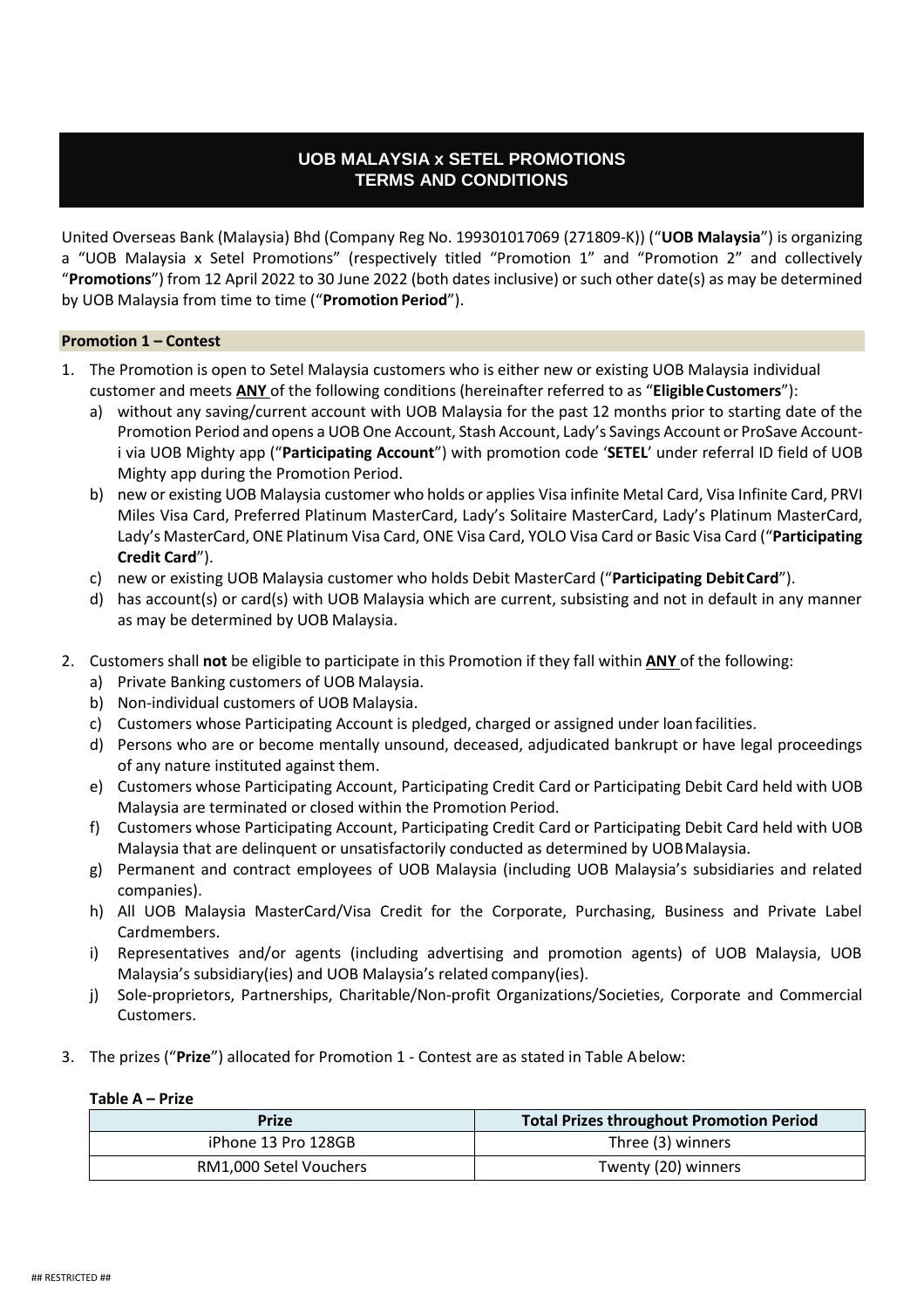# UOB MALAYSIA x SETEL PROMOTIONS
# TERMS AND CONDITIONS

United Overseas Bank (Malaysia) Bhd (Company Reg No. 199301017069 (271809-K)) ("**UOB Malaysia**") is organizing a "UOB Malaysia x Setel Promotions" (respectively titled "Promotion 1" and "Promotion 2" and collectively "**Promotions**") from 12 April 2022 to 30 June 2022 (both dates inclusive) or such other date(s) as may be determined by UOB Malaysia from time to time ("**Promotion Period**").

## Promotion 1 – Contest

1. The Promotion is open to Setel Malaysia customers who is either new or existing UOB Malaysia individual customer and meets **ANY** of the following conditions (hereinafter referred to as "**Eligible Customers**"):
   a) without any saving/current account with UOB Malaysia for the past 12 months prior to starting date of the Promotion Period and opens a UOB One Account, Stash Account, Lady's Savings Account or ProSave Account-i via UOB Mighty app ("**Participating Account**") with promotion code '**SETEL**' under referral ID field of UOB Mighty app during the Promotion Period.
   b) new or existing UOB Malaysia customer who holds or applies Visa infinite Metal Card, Visa Infinite Card, PRVI Miles Visa Card, Preferred Platinum MasterCard, Lady's Solitaire MasterCard, Lady's Platinum MasterCard, Lady's MasterCard, ONE Platinum Visa Card, ONE Visa Card, YOLO Visa Card or Basic Visa Card ("**Participating Credit Card**").
   c) new or existing UOB Malaysia customer who holds Debit MasterCard ("**Participating Debit Card**").
   d) has account(s) or card(s) with UOB Malaysia which are current, subsisting and not in default in any manner as may be determined by UOB Malaysia.

2. Customers shall **not** be eligible to participate in this Promotion if they fall within **ANY** of the following:
   a) Private Banking customers of UOB Malaysia.
   b) Non-individual customers of UOB Malaysia.
   c) Customers whose Participating Account is pledged, charged or assigned under loan facilities.
   d) Persons who are or become mentally unsound, deceased, adjudicated bankrupt or have legal proceedings of any nature instituted against them.
   e) Customers whose Participating Account, Participating Credit Card or Participating Debit Card held with UOB Malaysia are terminated or closed within the Promotion Period.
   f) Customers whose Participating Account, Participating Credit Card or Participating Debit Card held with UOB Malaysia that are delinquent or unsatisfactorily conducted as determined by UOB Malaysia.
   g) Permanent and contract employees of UOB Malaysia (including UOB Malaysia's subsidiaries and related companies).
   h) All UOB Malaysia MasterCard/Visa Credit for the Corporate, Purchasing, Business and Private Label Cardmembers.
   i) Representatives and/or agents (including advertising and promotion agents) of UOB Malaysia, UOB Malaysia's subsidiary(ies) and UOB Malaysia's related company(ies).
   j) Sole-proprietors, Partnerships, Charitable/Non-profit Organizations/Societies, Corporate and Commercial Customers.

3. The prizes ("**Prize**") allocated for Promotion 1 - Contest are as stated in Table A below:

**Table A – Prize**

| Prize | Total Prizes throughout Promotion Period |
| --- | --- |
| iPhone 13 Pro 128GB | Three (3) winners |
| RM1,000 Setel Vouchers | Twenty (20) winners |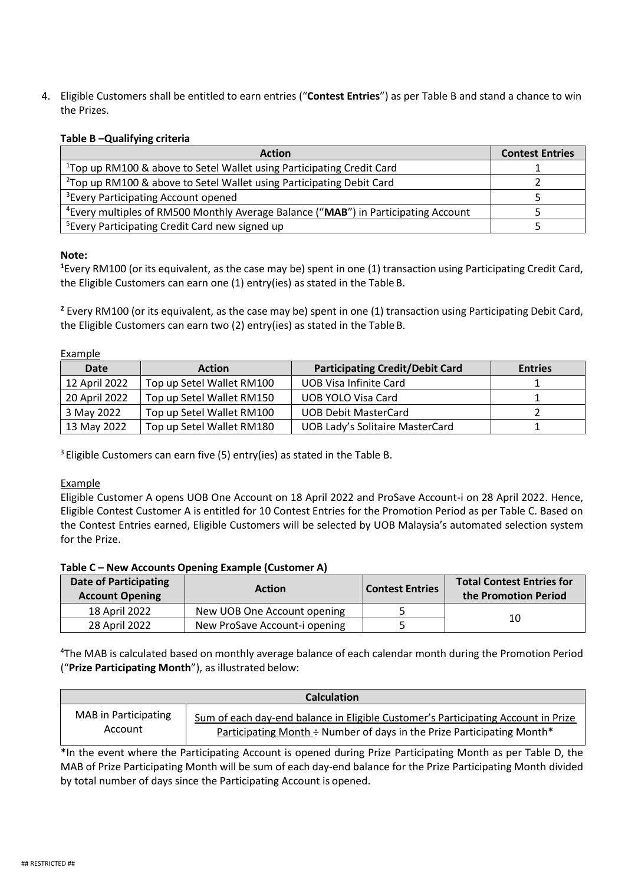4. Eligible Customers shall be entitled to earn entries ("**Contest Entries**") as per Table B and stand a chance to win the Prizes.

**Table B –Qualifying criteria**

| Action | Contest Entries |
|---|---|
| [1]Top up RM100 & above to Setel Wallet using Participating Credit Card | 1 |
| [2]Top up RM100 & above to Setel Wallet using Participating Debit Card | 2 |
| [3]Every Participating Account opened | 5 |
| [4]Every multiples of RM500 Monthly Average Balance ("**MAB**") in Participating Account | 5 |
| [5]Every Participating Credit Card new signed up | 5 |

**Note:**

**[1]**Every RM100 (or its equivalent, as the case may be) spent in one (1) transaction using Participating Credit Card, the Eligible Customers can earn one (1) entry(ies) as stated in the Table B.

**[2]** Every RM100 (or its equivalent, as the case may be) spent in one (1) transaction using Participating Debit Card, the Eligible Customers can earn two (2) entry(ies) as stated in the Table B.

Example

| Date | Action | Participating Credit/Debit Card | Entries |
|---|---|---|---|
| 12 April 2022 | Top up Setel Wallet RM100 | UOB Visa Infinite Card | 1 |
| 20 April 2022 | Top up Setel Wallet RM150 | UOB YOLO Visa Card | 1 |
| 3 May 2022 | Top up Setel Wallet RM100 | UOB Debit MasterCard | 2 |
| 13 May 2022 | Top up Setel Wallet RM180 | UOB Lady's Solitaire MasterCard | 1 |

[3] Eligible Customers can earn five (5) entry(ies) as stated in the Table B.

Example

Eligible Customer A opens UOB One Account on 18 April 2022 and ProSave Account-i on 28 April 2022. Hence, Eligible Contest Customer A is entitled for 10 Contest Entries for the Promotion Period as per Table C. Based on the Contest Entries earned, Eligible Customers will be selected by UOB Malaysia's automated selection system for the Prize.

**Table C – New Accounts Opening Example (Customer A)**

| Date of Participating Account Opening | Action | Contest Entries | Total Contest Entries for the Promotion Period |
|---|---|---|---|
| 18 April 2022 | New UOB One Account opening | 5 | 10 |
| 28 April 2022 | New ProSave Account-i opening | 5 | |

[4]The MAB is calculated based on monthly average balance of each calendar month during the Promotion Period ("**Prize Participating Month**"), as illustrated below:

| Calculation | |
|---|---|
| MAB in Participating Account | Sum of each day-end balance in Eligible Customer's Participating Account in Prize Participating Month ÷ Number of days in the Prize Participating Month* |

*In the event where the Participating Account is opened during Prize Participating Month as per Table D, the MAB of Prize Participating Month will be sum of each day-end balance for the Prize Participating Month divided by total number of days since the Participating Account is opened.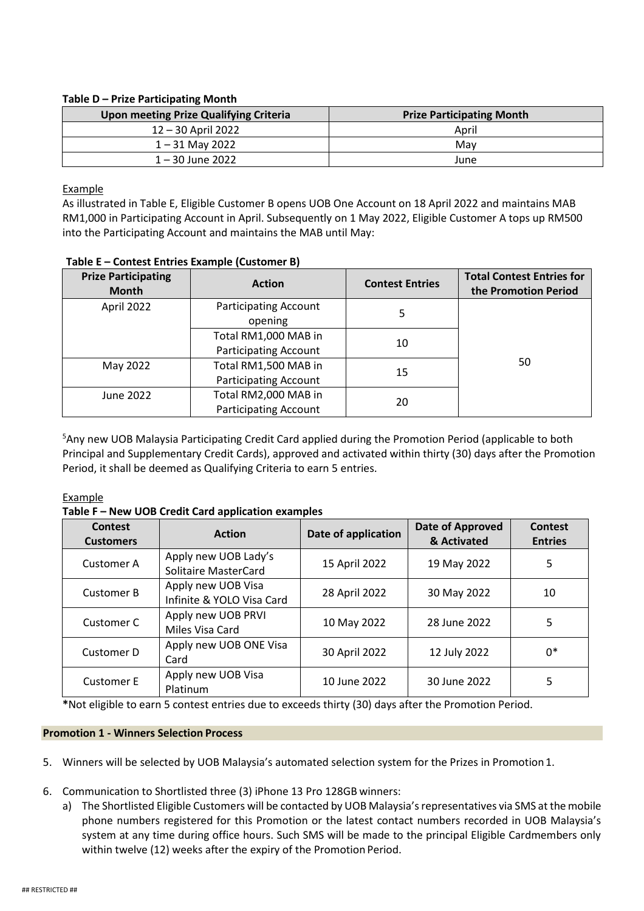**Table D – Prize Participating Month**

| Upon meeting Prize Qualifying Criteria | Prize Participating Month |
|---|---|
| 12 – 30 April 2022 | April |
| 1 – 31 May 2022 | May |
| 1 – 30 June 2022 | June |

Example

As illustrated in Table E, Eligible Customer B opens UOB One Account on 18 April 2022 and maintains MAB RM1,000 in Participating Account in April. Subsequently on 1 May 2022, Eligible Customer A tops up RM500 into the Participating Account and maintains the MAB until May:

**Table E – Contest Entries Example (Customer B)**

| Prize Participating Month | Action | Contest Entries | Total Contest Entries for the Promotion Period |
|---|---|---|---|
| April 2022 | Participating Account opening | 5 | 50 |
| | Total RM1,000 MAB in Participating Account | 10 | |
| May 2022 | Total RM1,500 MAB in Participating Account | 15 | |
| June 2022 | Total RM2,000 MAB in Participating Account | 20 | |

[5]Any new UOB Malaysia Participating Credit Card applied during the Promotion Period (applicable to both Principal and Supplementary Credit Cards), approved and activated within thirty (30) days after the Promotion Period, it shall be deemed as Qualifying Criteria to earn 5 entries.

Example

**Table F – New UOB Credit Card application examples**

| Contest Customers | Action | Date of application | Date of Approved & Activated | Contest Entries |
|---|---|---|---|---|
| Customer A | Apply new UOB Lady's Solitaire MasterCard | 15 April 2022 | 19 May 2022 | 5 |
| Customer B | Apply new UOB Visa Infinite & YOLO Visa Card | 28 April 2022 | 30 May 2022 | 10 |
| Customer C | Apply new UOB PRVI Miles Visa Card | 10 May 2022 | 28 June 2022 | 5 |
| Customer D | Apply new UOB ONE Visa Card | 30 April 2022 | 12 July 2022 | 0* |
| Customer E | Apply new UOB Visa Platinum | 10 June 2022 | 30 June 2022 | 5 |

**\***Not eligible to earn 5 contest entries due to exceeds thirty (30) days after the Promotion Period.

**Promotion 1 - Winners Selection Process**

5. Winners will be selected by UOB Malaysia's automated selection system for the Prizes in Promotion 1.

6. Communication to Shortlisted three (3) iPhone 13 Pro 128GB winners:
   a) The Shortlisted Eligible Customers will be contacted by UOB Malaysia's representatives via SMS at the mobile phone numbers registered for this Promotion or the latest contact numbers recorded in UOB Malaysia's system at any time during office hours. Such SMS will be made to the principal Eligible Cardmembers only within twelve (12) weeks after the expiry of the Promotion Period.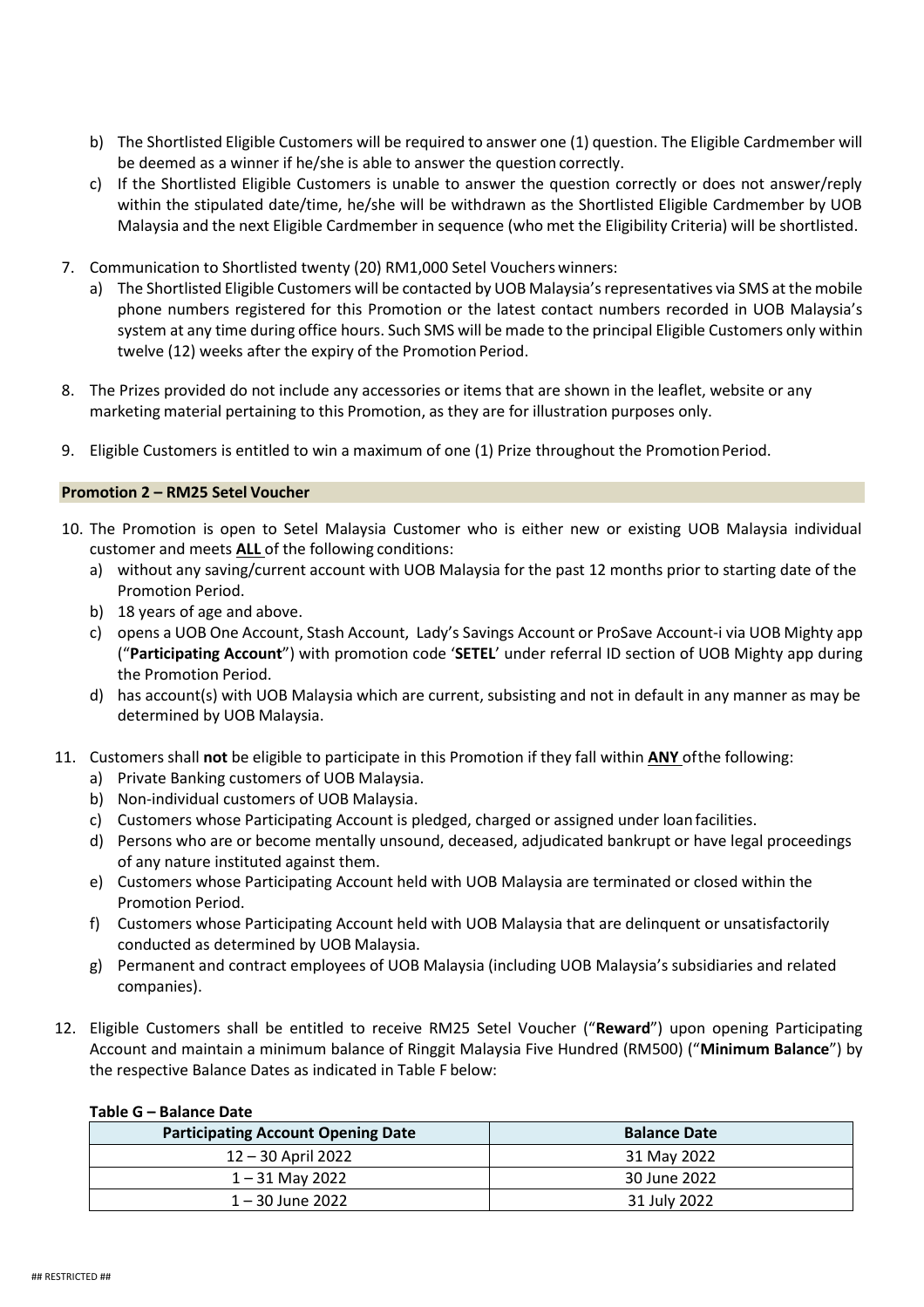b) The Shortlisted Eligible Customers will be required to answer one (1) question. The Eligible Cardmember will be deemed as a winner if he/she is able to answer the question correctly.

c) If the Shortlisted Eligible Customers is unable to answer the question correctly or does not answer/reply within the stipulated date/time, he/she will be withdrawn as the Shortlisted Eligible Cardmember by UOB Malaysia and the next Eligible Cardmember in sequence (who met the Eligibility Criteria) will be shortlisted.

7. Communication to Shortlisted twenty (20) RM1,000 Setel Vouchers winners:
   a) The Shortlisted Eligible Customers will be contacted by UOB Malaysia's representatives via SMS at the mobile phone numbers registered for this Promotion or the latest contact numbers recorded in UOB Malaysia's system at any time during office hours. Such SMS will be made to the principal Eligible Customers only within twelve (12) weeks after the expiry of the Promotion Period.

8. The Prizes provided do not include any accessories or items that are shown in the leaflet, website or any marketing material pertaining to this Promotion, as they are for illustration purposes only.

9. Eligible Customers is entitled to win a maximum of one (1) Prize throughout the Promotion Period.

**Promotion 2 – RM25 Setel Voucher**

10. The Promotion is open to Setel Malaysia Customer who is either new or existing UOB Malaysia individual customer and meets **ALL** of the following conditions:
    a) without any saving/current account with UOB Malaysia for the past 12 months prior to starting date of the Promotion Period.
    b) 18 years of age and above.
    c) opens a UOB One Account, Stash Account, Lady's Savings Account or ProSave Account-i via UOB Mighty app ("**Participating Account**") with promotion code '**SETEL**' under referral ID section of UOB Mighty app during the Promotion Period.
    d) has account(s) with UOB Malaysia which are current, subsisting and not in default in any manner as may be determined by UOB Malaysia.

11. Customers shall **not** be eligible to participate in this Promotion if they fall within **ANY** of the following:
    a) Private Banking customers of UOB Malaysia.
    b) Non-individual customers of UOB Malaysia.
    c) Customers whose Participating Account is pledged, charged or assigned under loan facilities.
    d) Persons who are or become mentally unsound, deceased, adjudicated bankrupt or have legal proceedings of any nature instituted against them.
    e) Customers whose Participating Account held with UOB Malaysia are terminated or closed within the Promotion Period.
    f) Customers whose Participating Account held with UOB Malaysia that are delinquent or unsatisfactorily conducted as determined by UOB Malaysia.
    g) Permanent and contract employees of UOB Malaysia (including UOB Malaysia's subsidiaries and related companies).

12. Eligible Customers shall be entitled to receive RM25 Setel Voucher ("**Reward**") upon opening Participating Account and maintain a minimum balance of Ringgit Malaysia Five Hundred (RM500) ("**Minimum Balance**") by the respective Balance Dates as indicated in Table F below:

**Table G – Balance Date**

| Participating Account Opening Date | Balance Date |
| --- | --- |
| 12 – 30 April 2022 | 31 May 2022 |
| 1 – 31 May 2022 | 30 June 2022 |
| 1 – 30 June 2022 | 31 July 2022 |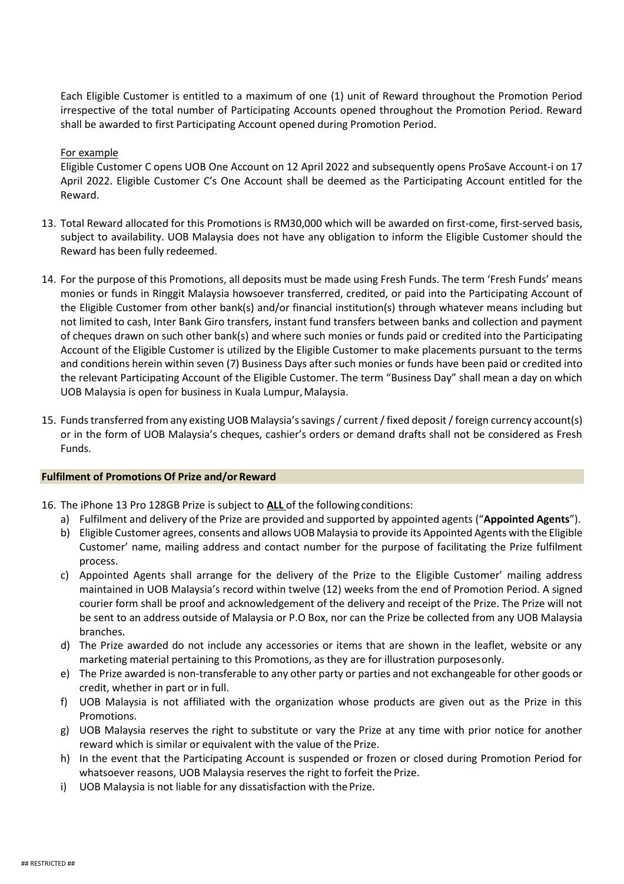Each Eligible Customer is entitled to a maximum of one (1) unit of Reward throughout the Promotion Period irrespective of the total number of Participating Accounts opened throughout the Promotion Period. Reward shall be awarded to first Participating Account opened during Promotion Period.

For example

Eligible Customer C opens UOB One Account on 12 April 2022 and subsequently opens ProSave Account-i on 17 April 2022. Eligible Customer C's One Account shall be deemed as the Participating Account entitled for the Reward.

13. Total Reward allocated for this Promotions is RM30,000 which will be awarded on first-come, first-served basis, subject to availability. UOB Malaysia does not have any obligation to inform the Eligible Customer should the Reward has been fully redeemed.

14. For the purpose of this Promotions, all deposits must be made using Fresh Funds. The term 'Fresh Funds' means monies or funds in Ringgit Malaysia howsoever transferred, credited, or paid into the Participating Account of the Eligible Customer from other bank(s) and/or financial institution(s) through whatever means including but not limited to cash, Inter Bank Giro transfers, instant fund transfers between banks and collection and payment of cheques drawn on such other bank(s) and where such monies or funds paid or credited into the Participating Account of the Eligible Customer is utilized by the Eligible Customer to make placements pursuant to the terms and conditions herein within seven (7) Business Days after such monies or funds have been paid or credited into the relevant Participating Account of the Eligible Customer. The term "Business Day" shall mean a day on which UOB Malaysia is open for business in Kuala Lumpur, Malaysia.

15. Funds transferred from any existing UOB Malaysia's savings / current / fixed deposit / foreign currency account(s) or in the form of UOB Malaysia's cheques, cashier's orders or demand drafts shall not be considered as Fresh Funds.

**Fulfilment of Promotions Of Prize and/or Reward**

16. The iPhone 13 Pro 128GB Prize is subject to **ALL** of the following conditions:
    a) Fulfilment and delivery of the Prize are provided and supported by appointed agents ("**Appointed Agents**").
    b) Eligible Customer agrees, consents and allows UOB Malaysia to provide its Appointed Agents with the Eligible Customer' name, mailing address and contact number for the purpose of facilitating the Prize fulfilment process.
    c) Appointed Agents shall arrange for the delivery of the Prize to the Eligible Customer' mailing address maintained in UOB Malaysia's record within twelve (12) weeks from the end of Promotion Period. A signed courier form shall be proof and acknowledgement of the delivery and receipt of the Prize. The Prize will not be sent to an address outside of Malaysia or P.O Box, nor can the Prize be collected from any UOB Malaysia branches.
    d) The Prize awarded do not include any accessories or items that are shown in the leaflet, website or any marketing material pertaining to this Promotions, as they are for illustration purposes only.
    e) The Prize awarded is non-transferable to any other party or parties and not exchangeable for other goods or credit, whether in part or in full.
    f) UOB Malaysia is not affiliated with the organization whose products are given out as the Prize in this Promotions.
    g) UOB Malaysia reserves the right to substitute or vary the Prize at any time with prior notice for another reward which is similar or equivalent with the value of the Prize.
    h) In the event that the Participating Account is suspended or frozen or closed during Promotion Period for whatsoever reasons, UOB Malaysia reserves the right to forfeit the Prize.
    i) UOB Malaysia is not liable for any dissatisfaction with the Prize.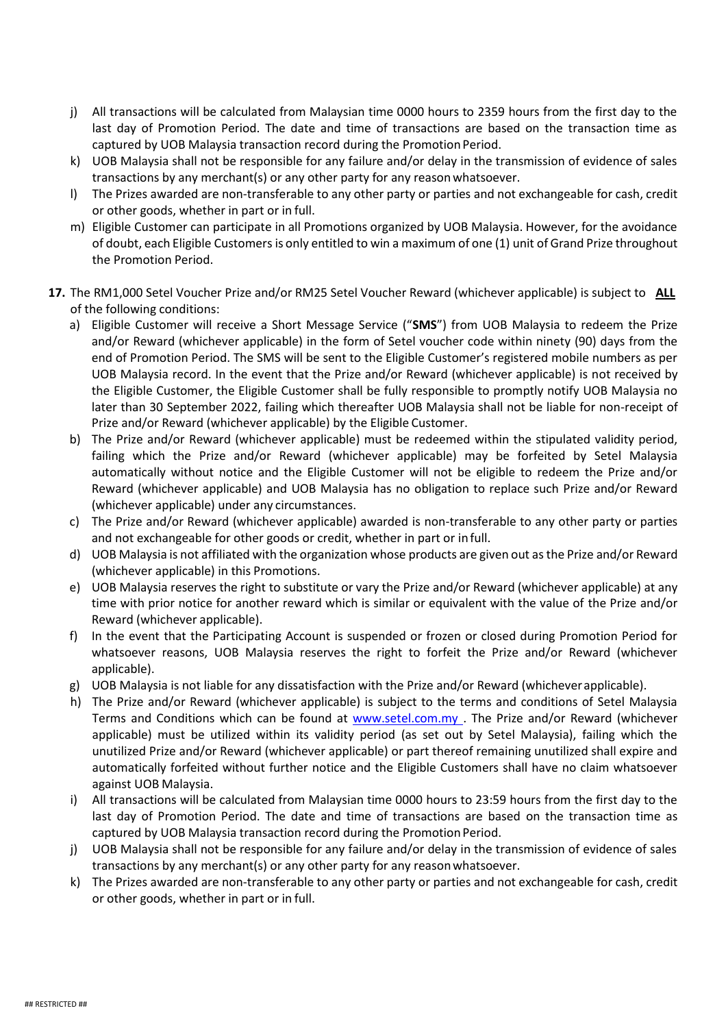j) All transactions will be calculated from Malaysian time 0000 hours to 2359 hours from the first day to the last day of Promotion Period. The date and time of transactions are based on the transaction time as captured by UOB Malaysia transaction record during the Promotion Period.
k) UOB Malaysia shall not be responsible for any failure and/or delay in the transmission of evidence of sales transactions by any merchant(s) or any other party for any reason whatsoever.
l) The Prizes awarded are non-transferable to any other party or parties and not exchangeable for cash, credit or other goods, whether in part or in full.
m) Eligible Customer can participate in all Promotions organized by UOB Malaysia. However, for the avoidance of doubt, each Eligible Customers is only entitled to win a maximum of one (1) unit of Grand Prize throughout the Promotion Period.

**17.** The RM1,000 Setel Voucher Prize and/or RM25 Setel Voucher Reward (whichever applicable) is subject to **ALL** of the following conditions:

a) Eligible Customer will receive a Short Message Service ("**SMS**") from UOB Malaysia to redeem the Prize and/or Reward (whichever applicable) in the form of Setel voucher code within ninety (90) days from the end of Promotion Period. The SMS will be sent to the Eligible Customer's registered mobile numbers as per UOB Malaysia record. In the event that the Prize and/or Reward (whichever applicable) is not received by the Eligible Customer, the Eligible Customer shall be fully responsible to promptly notify UOB Malaysia no later than 30 September 2022, failing which thereafter UOB Malaysia shall not be liable for non-receipt of Prize and/or Reward (whichever applicable) by the Eligible Customer.
b) The Prize and/or Reward (whichever applicable) must be redeemed within the stipulated validity period, failing which the Prize and/or Reward (whichever applicable) may be forfeited by Setel Malaysia automatically without notice and the Eligible Customer will not be eligible to redeem the Prize and/or Reward (whichever applicable) and UOB Malaysia has no obligation to replace such Prize and/or Reward (whichever applicable) under any circumstances.
c) The Prize and/or Reward (whichever applicable) awarded is non-transferable to any other party or parties and not exchangeable for other goods or credit, whether in part or in full.
d) UOB Malaysia is not affiliated with the organization whose products are given out as the Prize and/or Reward (whichever applicable) in this Promotions.
e) UOB Malaysia reserves the right to substitute or vary the Prize and/or Reward (whichever applicable) at any time with prior notice for another reward which is similar or equivalent with the value of the Prize and/or Reward (whichever applicable).
f) In the event that the Participating Account is suspended or frozen or closed during Promotion Period for whatsoever reasons, UOB Malaysia reserves the right to forfeit the Prize and/or Reward (whichever applicable).
g) UOB Malaysia is not liable for any dissatisfaction with the Prize and/or Reward (whichever applicable).
h) The Prize and/or Reward (whichever applicable) is subject to the terms and conditions of Setel Malaysia Terms and Conditions which can be found at www.setel.com.my . The Prize and/or Reward (whichever applicable) must be utilized within its validity period (as set out by Setel Malaysia), failing which the unutilized Prize and/or Reward (whichever applicable) or part thereof remaining unutilized shall expire and automatically forfeited without further notice and the Eligible Customers shall have no claim whatsoever against UOB Malaysia.
i) All transactions will be calculated from Malaysian time 0000 hours to 23:59 hours from the first day to the last day of Promotion Period. The date and time of transactions are based on the transaction time as captured by UOB Malaysia transaction record during the Promotion Period.
j) UOB Malaysia shall not be responsible for any failure and/or delay in the transmission of evidence of sales transactions by any merchant(s) or any other party for any reason whatsoever.
k) The Prizes awarded are non-transferable to any other party or parties and not exchangeable for cash, credit or other goods, whether in part or in full.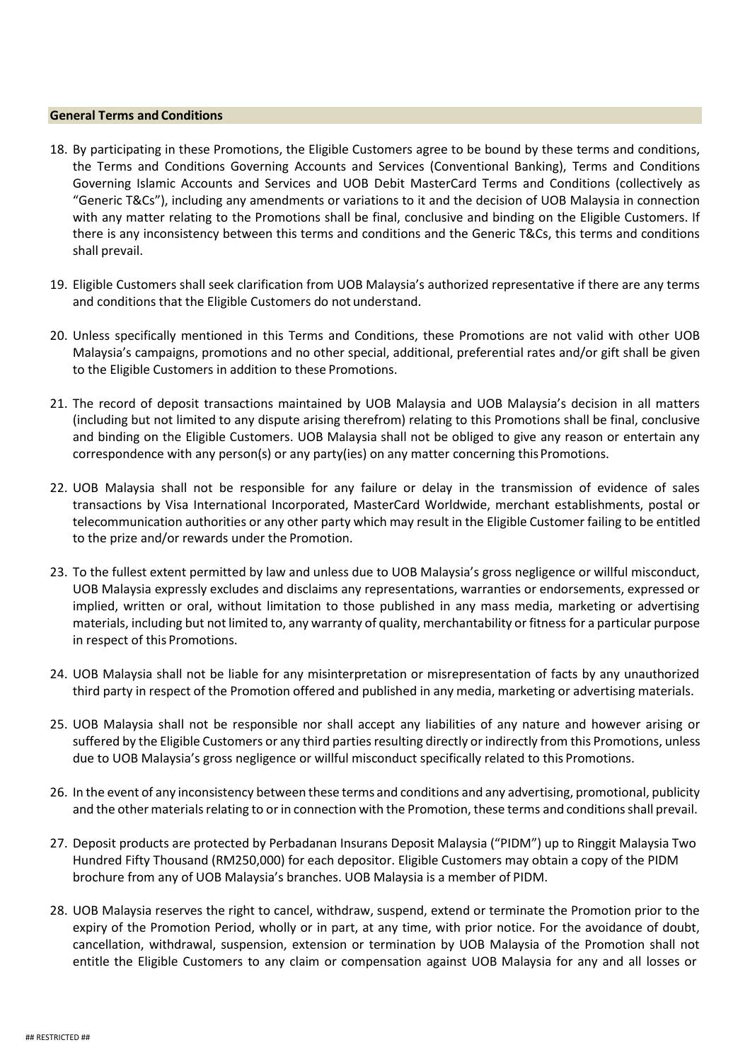## General Terms and Conditions

18. By participating in these Promotions, the Eligible Customers agree to be bound by these terms and conditions, the Terms and Conditions Governing Accounts and Services (Conventional Banking), Terms and Conditions Governing Islamic Accounts and Services and UOB Debit MasterCard Terms and Conditions (collectively as "Generic T&Cs"), including any amendments or variations to it and the decision of UOB Malaysia in connection with any matter relating to the Promotions shall be final, conclusive and binding on the Eligible Customers. If there is any inconsistency between this terms and conditions and the Generic T&Cs, this terms and conditions shall prevail.

19. Eligible Customers shall seek clarification from UOB Malaysia's authorized representative if there are any terms and conditions that the Eligible Customers do not understand.

20. Unless specifically mentioned in this Terms and Conditions, these Promotions are not valid with other UOB Malaysia's campaigns, promotions and no other special, additional, preferential rates and/or gift shall be given to the Eligible Customers in addition to these Promotions.

21. The record of deposit transactions maintained by UOB Malaysia and UOB Malaysia's decision in all matters (including but not limited to any dispute arising therefrom) relating to this Promotions shall be final, conclusive and binding on the Eligible Customers. UOB Malaysia shall not be obliged to give any reason or entertain any correspondence with any person(s) or any party(ies) on any matter concerning this Promotions.

22. UOB Malaysia shall not be responsible for any failure or delay in the transmission of evidence of sales transactions by Visa International Incorporated, MasterCard Worldwide, merchant establishments, postal or telecommunication authorities or any other party which may result in the Eligible Customer failing to be entitled to the prize and/or rewards under the Promotion.

23. To the fullest extent permitted by law and unless due to UOB Malaysia's gross negligence or willful misconduct, UOB Malaysia expressly excludes and disclaims any representations, warranties or endorsements, expressed or implied, written or oral, without limitation to those published in any mass media, marketing or advertising materials, including but not limited to, any warranty of quality, merchantability or fitness for a particular purpose in respect of this Promotions.

24. UOB Malaysia shall not be liable for any misinterpretation or misrepresentation of facts by any unauthorized third party in respect of the Promotion offered and published in any media, marketing or advertising materials.

25. UOB Malaysia shall not be responsible nor shall accept any liabilities of any nature and however arising or suffered by the Eligible Customers or any third parties resulting directly or indirectly from this Promotions, unless due to UOB Malaysia's gross negligence or willful misconduct specifically related to this Promotions.

26. In the event of any inconsistency between these terms and conditions and any advertising, promotional, publicity and the other materials relating to or in connection with the Promotion, these terms and conditions shall prevail.

27. Deposit products are protected by Perbadanan Insurans Deposit Malaysia ("PIDM") up to Ringgit Malaysia Two Hundred Fifty Thousand (RM250,000) for each depositor. Eligible Customers may obtain a copy of the PIDM brochure from any of UOB Malaysia's branches. UOB Malaysia is a member of PIDM.

28. UOB Malaysia reserves the right to cancel, withdraw, suspend, extend or terminate the Promotion prior to the expiry of the Promotion Period, wholly or in part, at any time, with prior notice. For the avoidance of doubt, cancellation, withdrawal, suspension, extension or termination by UOB Malaysia of the Promotion shall not entitle the Eligible Customers to any claim or compensation against UOB Malaysia for any and all losses or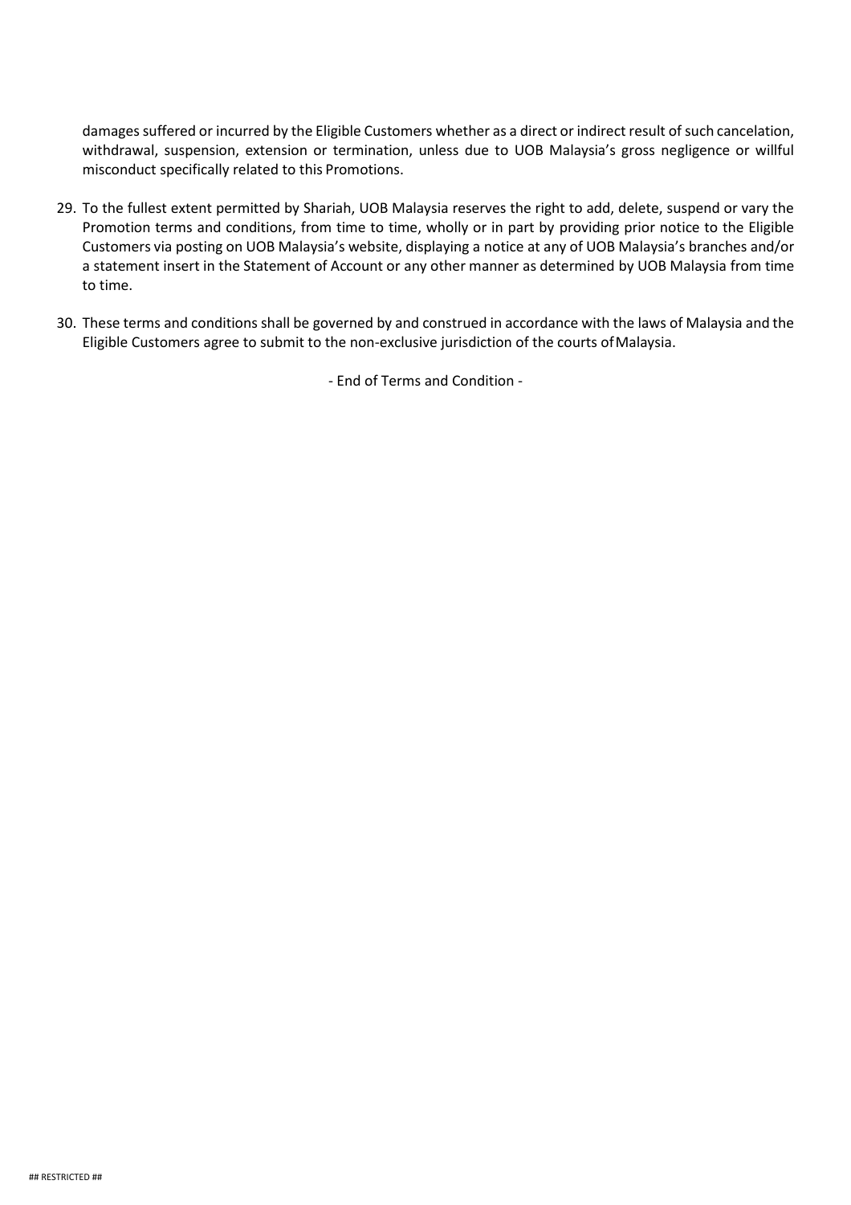damages suffered or incurred by the Eligible Customers whether as a direct or indirect result of such cancelation, withdrawal, suspension, extension or termination, unless due to UOB Malaysia's gross negligence or willful misconduct specifically related to this Promotions.

29. To the fullest extent permitted by Shariah, UOB Malaysia reserves the right to add, delete, suspend or vary the Promotion terms and conditions, from time to time, wholly or in part by providing prior notice to the Eligible Customers via posting on UOB Malaysia's website, displaying a notice at any of UOB Malaysia's branches and/or a statement insert in the Statement of Account or any other manner as determined by UOB Malaysia from time to time.

30. These terms and conditions shall be governed by and construed in accordance with the laws of Malaysia and the Eligible Customers agree to submit to the non-exclusive jurisdiction of the courts of Malaysia.

- End of Terms and Condition -